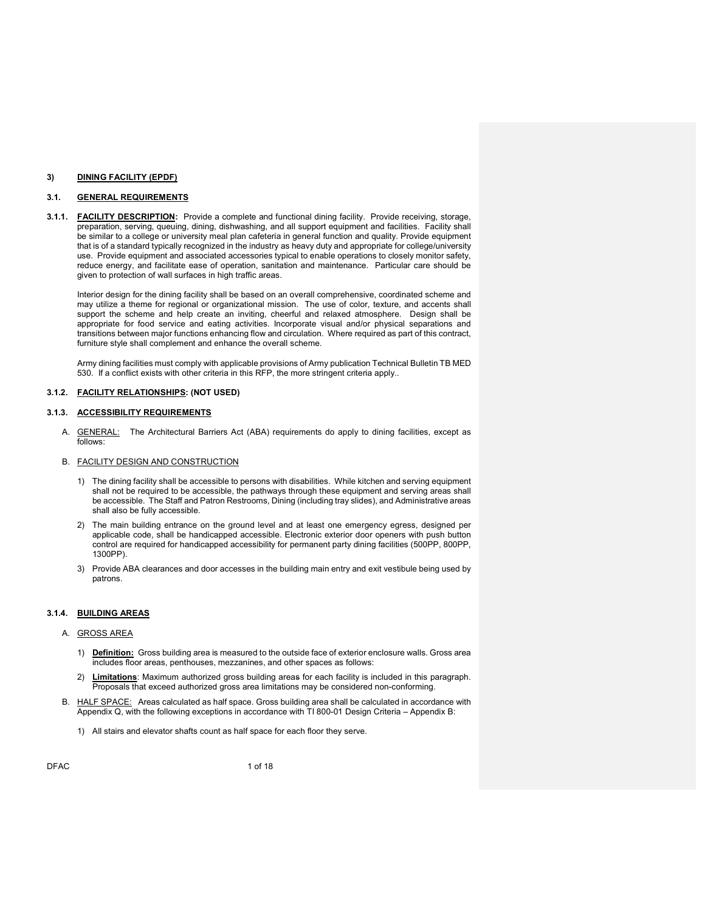# 3) DINING FACILITY (EPDF)

## 3.1. GENERAL REQUIREMENTS

**3.1.1. FACILITY DESCRIPTION:** Provide a complete and functional dining facility. Provide receiving, storage, preparation, serving, queuing, dining, dishwashing, and all support equipment and facilities. Facility shall be similar to a college or university meal plan cafeteria in general function and quality. Provide equipment that is of a standard typically recognized in the industry as heavy duty and appropriate for college/university use. Provide equipment and associated accessories typical to enable operations to closely monitor safety, reduce energy, and facilitate ease of operation, sanitation and maintenance. Particular care should be given to protection of wall surfaces in high traffic areas.

Interior design for the dining facility shall be based on an overall comprehensive, coordinated scheme and may utilize a theme for regional or organizational mission. The use of color, texture, and accents shall support the scheme and help create an inviting, cheerful and relaxed atmosphere. Design shall be appropriate for food service and eating activities. Incorporate visual and/or physical separations and transitions between major functions enhancing flow and circulation. Where required as part of this contract, furniture style shall complement and enhance the overall scheme.

Army dining facilities must comply with applicable provisions of Army publication Technical Bulletin TB MED 530. If a conflict exists with other criteria in this RFP, the more stringent criteria apply..

**3.1.2. FACILITY RELATIONSHIPS: (NOT USED)**

**3.1.3. ACCESSIBILITY REQUIREMENTS**

A. GENERAL: The Architectural Barriers Act (ABA) requirements do apply to dining facilities, except as follows:

B. FACILITY DESIGN AND CONSTRUCTION

1) The dining facility shall be accessible to persons with disabilities. While kitchen and serving equipment shall not be required to be accessible, the pathways through these equipment and serving areas shall be accessible. The Staff and Patron Restrooms, Dining (including tray slides), and Administrative areas shall also be fully accessible.

2) The main building entrance on the ground level and at least one emergency egress, designed per applicable code, shall be handicapped accessible. Electronic exterior door openers with push button control are required for handicapped accessibility for permanent party dining facilities (500PP, 800PP, 1300PP).

3) Provide ABA clearances and door accesses in the building main entry and exit vestibule being used by patrons.

**3.1.4. BUILDING AREAS**

A. GROSS AREA

1) **Definition:** Gross building area is measured to the outside face of exterior enclosure walls. Gross area includes floor areas, penthouses, mezzanines, and other spaces as follows:

2) **Limitations**: Maximum authorized gross building areas for each facility is included in this paragraph. Proposals that exceed authorized gross area limitations may be considered non-conforming.

B. HALF SPACE: Areas calculated as half space. Gross building area shall be calculated in accordance with Appendix Q, with the following exceptions in accordance with TI 800-01 Design Criteria – Appendix B:

1) All stairs and elevator shafts count as half space for each floor they serve.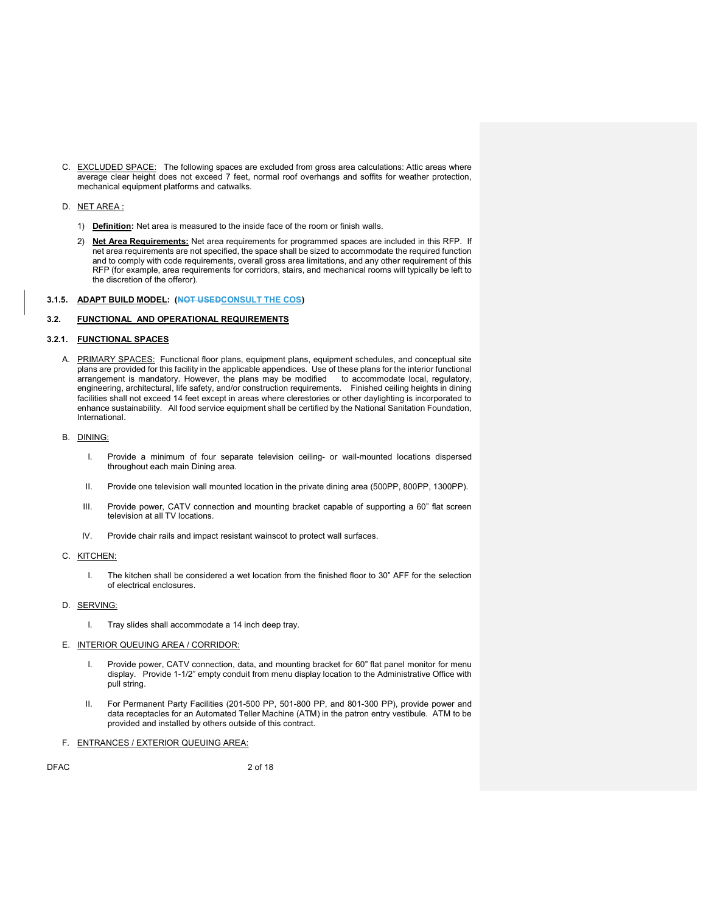C. EXCLUDED SPACE: The following spaces are excluded from gross area calculations: Attic areas where average clear height does not exceed 7 feet, normal roof overhangs and soffits for weather protection, mechanical equipment platforms and catwalks.

D. NET AREA :

1) **Definition:** Net area is measured to the inside face of the room or finish walls.

2) **Net Area Requirements:** Net area requirements for programmed spaces are included in this RFP. If net area requirements are not specified, the space shall be sized to accommodate the required function and to comply with code requirements, overall gross area limitations, and any other requirement of this RFP (for example, area requirements for corridors, stairs, and mechanical rooms will typically be left to the discretion of the offeror).

### 3.1.5. ADAPT BUILD MODEL: (~~NOT USED~~CONSULT THE COS)

## 3.2. FUNCTIONAL AND OPERATIONAL REQUIREMENTS

### 3.2.1. FUNCTIONAL SPACES

A. PRIMARY SPACES: Functional floor plans, equipment plans, equipment schedules, and conceptual site plans are provided for this facility in the applicable appendices. Use of these plans for the interior functional arrangement is mandatory. However, the plans may be modified to accommodate local, regulatory, engineering, architectural, life safety, and/or construction requirements. Finished ceiling heights in dining facilities shall not exceed 14 feet except in areas where clerestories or other daylighting is incorporated to enhance sustainability. All food service equipment shall be certified by the National Sanitation Foundation, International.

B. DINING:

I. Provide a minimum of four separate television ceiling- or wall-mounted locations dispersed throughout each main Dining area.

II. Provide one television wall mounted location in the private dining area (500PP, 800PP, 1300PP).

III. Provide power, CATV connection and mounting bracket capable of supporting a 60" flat screen television at all TV locations.

IV. Provide chair rails and impact resistant wainscot to protect wall surfaces.

C. KITCHEN:

I. The kitchen shall be considered a wet location from the finished floor to 30" AFF for the selection of electrical enclosures.

D. SERVING:

I. Tray slides shall accommodate a 14 inch deep tray.

E. INTERIOR QUEUING AREA / CORRIDOR:

I. Provide power, CATV connection, data, and mounting bracket for 60" flat panel monitor for menu display. Provide 1-1/2" empty conduit from menu display location to the Administrative Office with pull string.

II. For Permanent Party Facilities (201-500 PP, 501-800 PP, and 801-300 PP), provide power and data receptacles for an Automated Teller Machine (ATM) in the patron entry vestibule. ATM to be provided and installed by others outside of this contract.

F. ENTRANCES / EXTERIOR QUEUING AREA: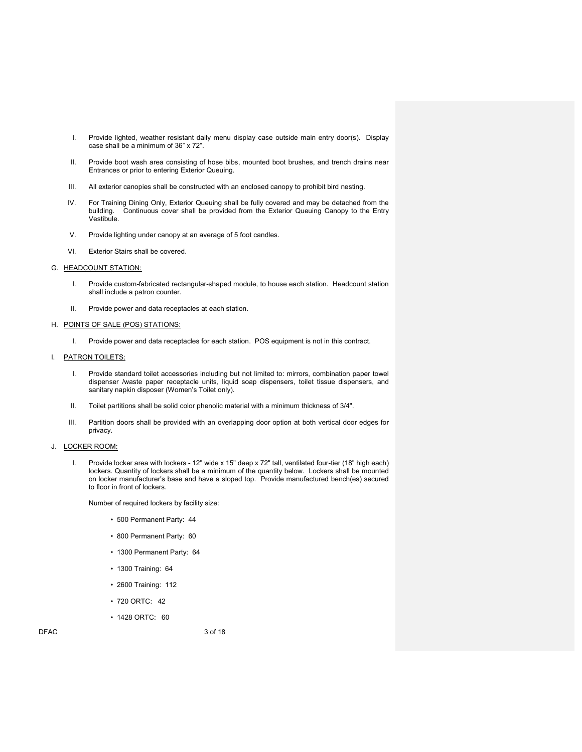I. Provide lighted, weather resistant daily menu display case outside main entry door(s). Display case shall be a minimum of 36" x 72".

II. Provide boot wash area consisting of hose bibs, mounted boot brushes, and trench drains near Entrances or prior to entering Exterior Queuing.

III. All exterior canopies shall be constructed with an enclosed canopy to prohibit bird nesting.

IV. For Training Dining Only, Exterior Queuing shall be fully covered and may be detached from the building. Continuous cover shall be provided from the Exterior Queuing Canopy to the Entry Vestibule.

V. Provide lighting under canopy at an average of 5 foot candles.

VI. Exterior Stairs shall be covered.

G. <u>HEADCOUNT STATION:</u>

I. Provide custom-fabricated rectangular-shaped module, to house each station. Headcount station shall include a patron counter.

II. Provide power and data receptacles at each station.

H. <u>POINTS OF SALE (POS) STATIONS:</u>

I. Provide power and data receptacles for each station. POS equipment is not in this contract.

I. <u>PATRON TOILETS:</u>

I. Provide standard toilet accessories including but not limited to: mirrors, combination paper towel dispenser /waste paper receptacle units, liquid soap dispensers, toilet tissue dispensers, and sanitary napkin disposer (Women's Toilet only).

II. Toilet partitions shall be solid color phenolic material with a minimum thickness of 3/4".

III. Partition doors shall be provided with an overlapping door option at both vertical door edges for privacy.

J. <u>LOCKER ROOM:</u>

I. Provide locker area with lockers - 12" wide x 15" deep x 72" tall, ventilated four-tier (18" high each) lockers. Quantity of lockers shall be a minimum of the quantity below. Lockers shall be mounted on locker manufacturer's base and have a sloped top. Provide manufactured bench(es) secured to floor in front of lockers.

Number of required lockers by facility size:

- 500 Permanent Party: 44
- 800 Permanent Party: 60
- 1300 Permanent Party: 64
- 1300 Training: 64
- 2600 Training: 112
- 720 ORTC: 42
- 1428 ORTC: 60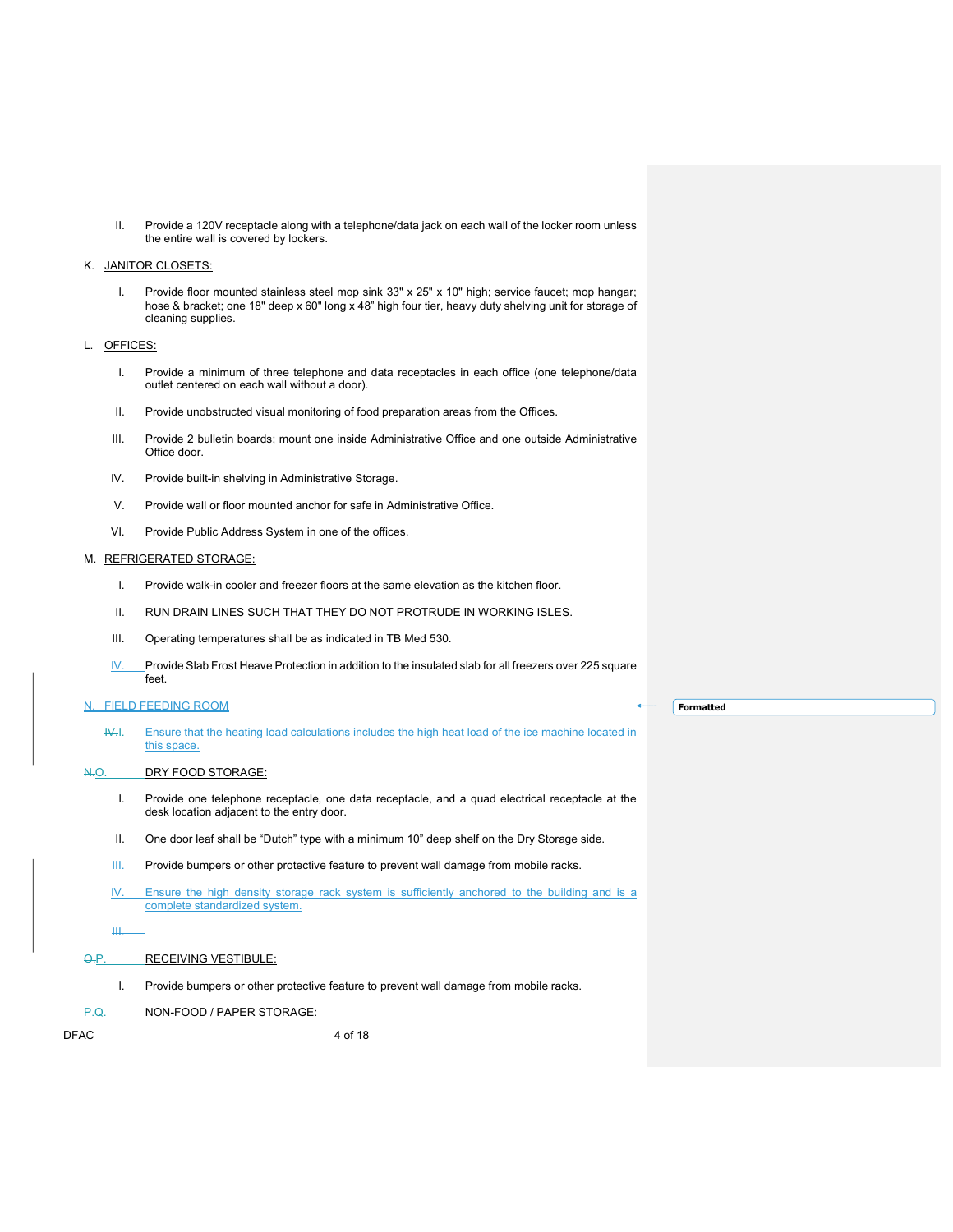II. Provide a 120V receptacle along with a telephone/data jack on each wall of the locker room unless the entire wall is covered by lockers.

K. <u>JANITOR CLOSETS:</u>

I. Provide floor mounted stainless steel mop sink 33" x 25" x 10" high; service faucet; mop hangar; hose & bracket; one 18" deep x 60" long x 48" high four tier, heavy duty shelving unit for storage of cleaning supplies.

L. <u>OFFICES:</u>

I. Provide a minimum of three telephone and data receptacles in each office (one telephone/data outlet centered on each wall without a door).

II. Provide unobstructed visual monitoring of food preparation areas from the Offices.

III. Provide 2 bulletin boards; mount one inside Administrative Office and one outside Administrative Office door.

IV. Provide built-in shelving in Administrative Storage.

V. Provide wall or floor mounted anchor for safe in Administrative Office.

VI. Provide Public Address System in one of the offices.

M. <u>REFRIGERATED STORAGE:</u>

I. Provide walk-in cooler and freezer floors at the same elevation as the kitchen floor.

II. RUN DRAIN LINES SUCH THAT THEY DO NOT PROTRUDE IN WORKING ISLES.

III. Operating temperatures shall be as indicated in TB Med 530.

IV. Provide Slab Frost Heave Protection in addition to the insulated slab for all freezers over 225 square feet.

N. <u>FIELD FEEDING ROOM</u>

~~IV.~~I. Ensure that the heating load calculations includes the high heat load of the ice machine located in this space.

~~N.~~O. <u>DRY FOOD STORAGE:</u>

I. Provide one telephone receptacle, one data receptacle, and a quad electrical receptacle at the desk location adjacent to the entry door.

II. One door leaf shall be "Dutch" type with a minimum 10" deep shelf on the Dry Storage side.

III. Provide bumpers or other protective feature to prevent wall damage from mobile racks.

IV. Ensure the high density storage rack system is sufficiently anchored to the building and is a complete standardized system.

~~III.~~

~~O.~~P. <u>RECEIVING VESTIBULE:</u>

I. Provide bumpers or other protective feature to prevent wall damage from mobile racks.

~~P.~~Q. <u>NON-FOOD / PAPER STORAGE:</u>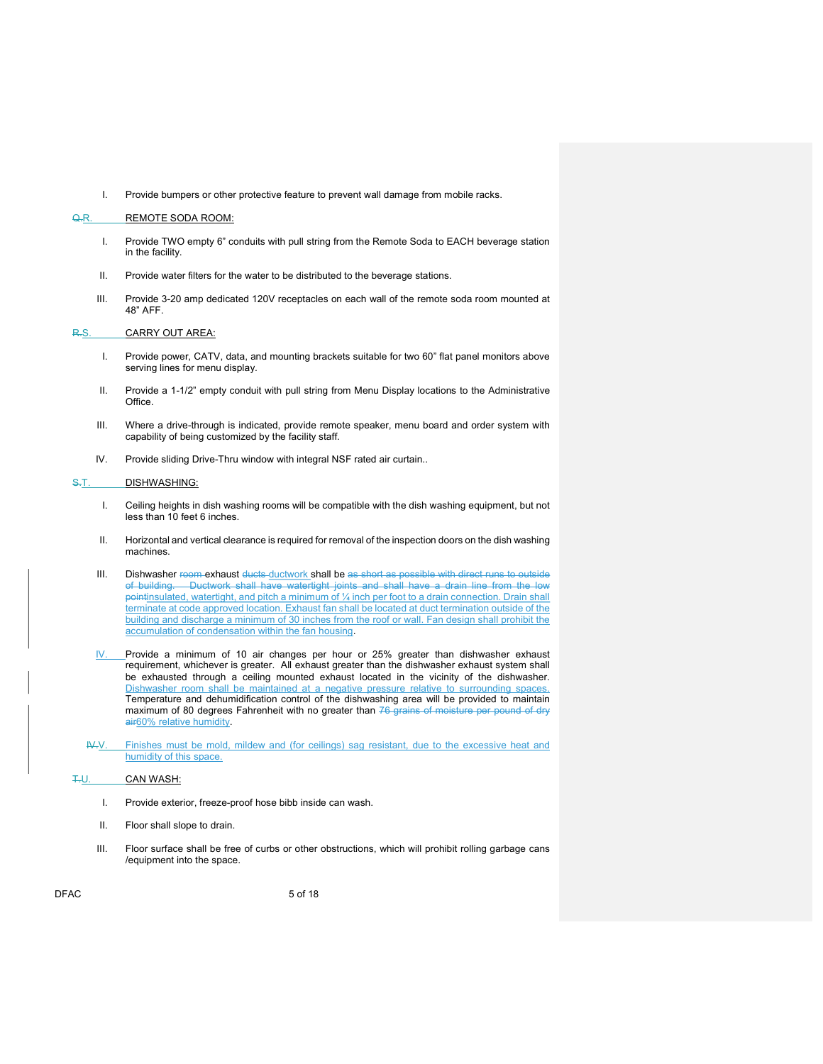I. Provide bumpers or other protective feature to prevent wall damage from mobile racks.

Q.R. REMOTE SODA ROOM:

I. Provide TWO empty 6" conduits with pull string from the Remote Soda to EACH beverage station in the facility.

II. Provide water filters for the water to be distributed to the beverage stations.

III. Provide 3-20 amp dedicated 120V receptacles on each wall of the remote soda room mounted at 48" AFF.

R.S. CARRY OUT AREA:

I. Provide power, CATV, data, and mounting brackets suitable for two 60" flat panel monitors above serving lines for menu display.

II. Provide a 1-1/2" empty conduit with pull string from Menu Display locations to the Administrative Office.

III. Where a drive-through is indicated, provide remote speaker, menu board and order system with capability of being customized by the facility staff.

IV. Provide sliding Drive-Thru window with integral NSF rated air curtain..

S.T. DISHWASHING:

I. Ceiling heights in dish washing rooms will be compatible with the dish washing equipment, but not less than 10 feet 6 inches.

II. Horizontal and vertical clearance is required for removal of the inspection doors on the dish washing machines.

III. Dishwasher ~~room~~ exhaust ~~ducts~~ ductwork shall be ~~as short as possible with direct runs to outside of building. Ductwork shall have watertight joints and shall have a drain line from the low point~~insulated, watertight, and pitch a minimum of ¼ inch per foot to a drain connection. Drain shall terminate at code approved location. Exhaust fan shall be located at duct termination outside of the building and discharge a minimum of 30 inches from the roof or wall. Fan design shall prohibit the accumulation of condensation within the fan housing.

IV. Provide a minimum of 10 air changes per hour or 25% greater than dishwasher exhaust requirement, whichever is greater. All exhaust greater than the dishwasher exhaust system shall be exhausted through a ceiling mounted exhaust located in the vicinity of the dishwasher. Dishwasher room shall be maintained at a negative pressure relative to surrounding spaces. Temperature and dehumidification control of the dishwashing area will be provided to maintain maximum of 80 degrees Fahrenheit with no greater than ~~76 grains of moisture per pound of dry air~~60% relative humidity.

~~IV.~~V. Finishes must be mold, mildew and (for ceilings) sag resistant, due to the excessive heat and humidity of this space.

T.U. CAN WASH:

I. Provide exterior, freeze-proof hose bibb inside can wash.

II. Floor shall slope to drain.

III. Floor surface shall be free of curbs or other obstructions, which will prohibit rolling garbage cans /equipment into the space.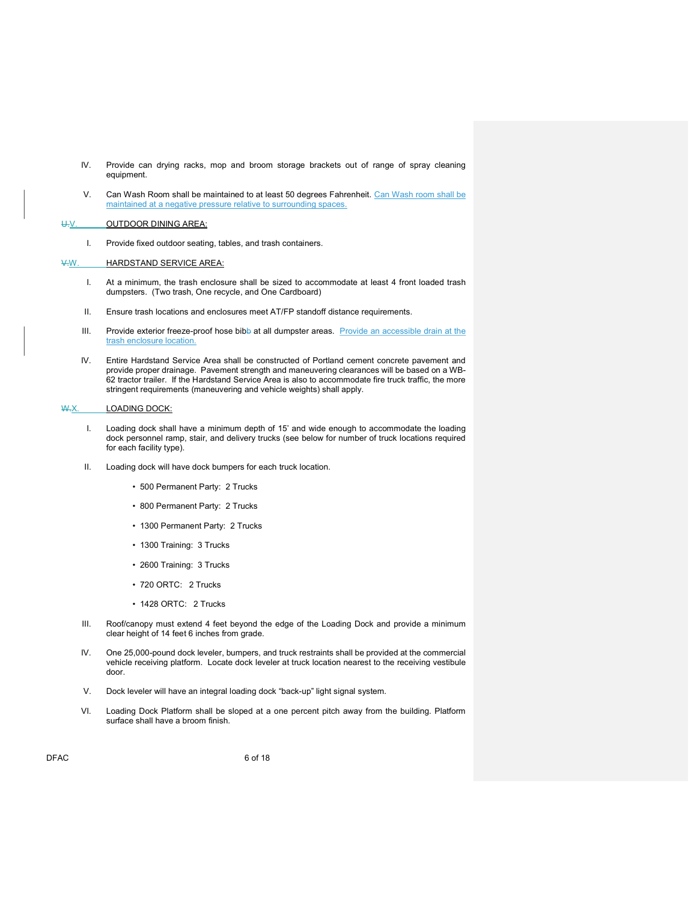IV. Provide can drying racks, mop and broom storage brackets out of range of spray cleaning equipment.

V. Can Wash Room shall be maintained to at least 50 degrees Fahrenheit. Can Wash room shall be maintained at a negative pressure relative to surrounding spaces.

U.V. OUTDOOR DINING AREA:

I. Provide fixed outdoor seating, tables, and trash containers.

V.W. HARDSTAND SERVICE AREA:

I. At a minimum, the trash enclosure shall be sized to accommodate at least 4 front loaded trash dumpsters. (Two trash, One recycle, and One Cardboard)

II. Ensure trash locations and enclosures meet AT/FP standoff distance requirements.

III. Provide exterior freeze-proof hose bibb at all dumpster areas. Provide an accessible drain at the trash enclosure location.

IV. Entire Hardstand Service Area shall be constructed of Portland cement concrete pavement and provide proper drainage. Pavement strength and maneuvering clearances will be based on a WB-62 tractor trailer. If the Hardstand Service Area is also to accommodate fire truck traffic, the more stringent requirements (maneuvering and vehicle weights) shall apply.

W.X. LOADING DOCK:

I. Loading dock shall have a minimum depth of 15' and wide enough to accommodate the loading dock personnel ramp, stair, and delivery trucks (see below for number of truck locations required for each facility type).

II. Loading dock will have dock bumpers for each truck location.

- 500 Permanent Party: 2 Trucks
- 800 Permanent Party: 2 Trucks
- 1300 Permanent Party: 2 Trucks
- 1300 Training: 3 Trucks
- 2600 Training: 3 Trucks
- 720 ORTC: 2 Trucks
- 1428 ORTC: 2 Trucks

III. Roof/canopy must extend 4 feet beyond the edge of the Loading Dock and provide a minimum clear height of 14 feet 6 inches from grade.

IV. One 25,000-pound dock leveler, bumpers, and truck restraints shall be provided at the commercial vehicle receiving platform. Locate dock leveler at truck location nearest to the receiving vestibule door.

V. Dock leveler will have an integral loading dock "back-up" light signal system.

VI. Loading Dock Platform shall be sloped at a one percent pitch away from the building. Platform surface shall have a broom finish.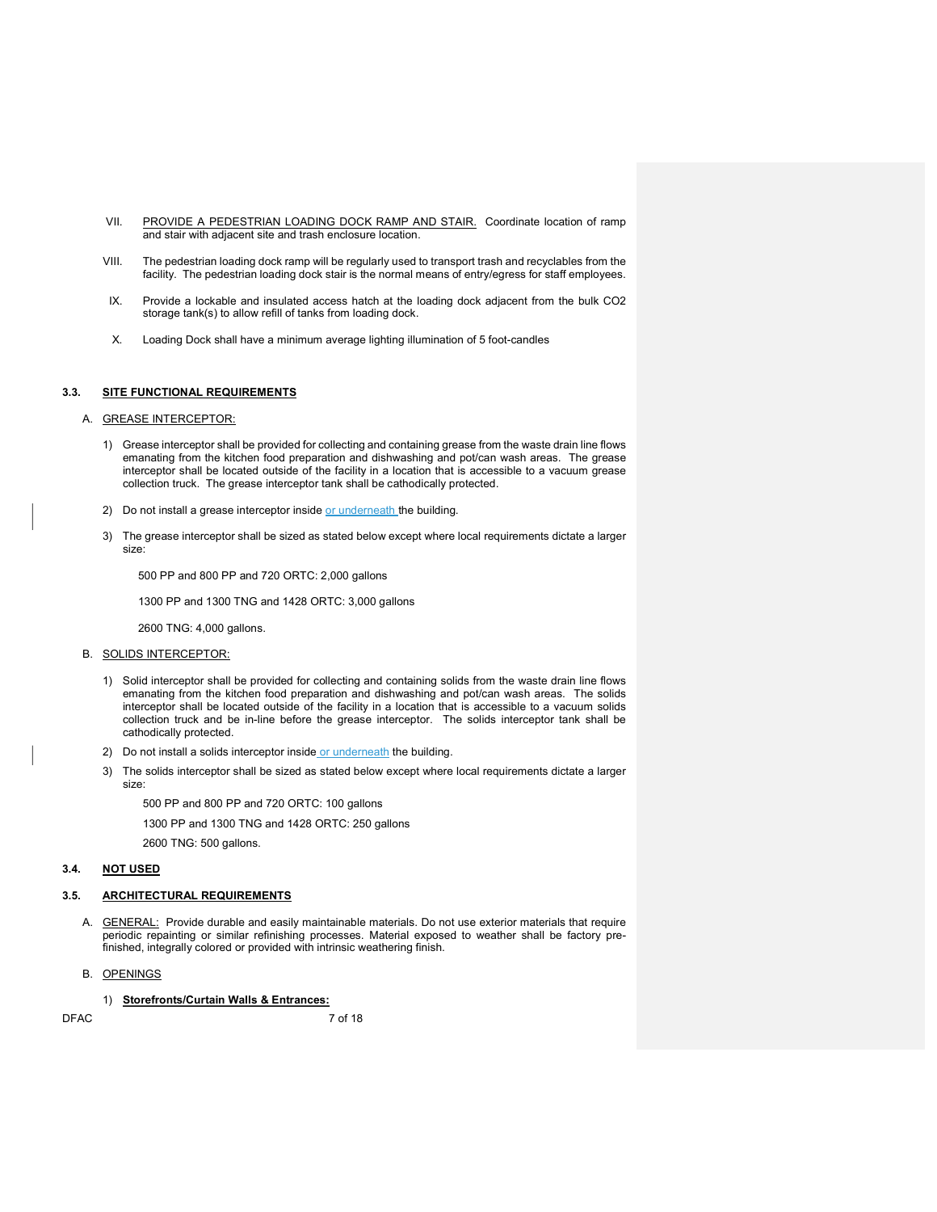VII. PROVIDE A PEDESTRIAN LOADING DOCK RAMP AND STAIR. Coordinate location of ramp and stair with adjacent site and trash enclosure location.

VIII. The pedestrian loading dock ramp will be regularly used to transport trash and recyclables from the facility. The pedestrian loading dock stair is the normal means of entry/egress for staff employees.

IX. Provide a lockable and insulated access hatch at the loading dock adjacent from the bulk $CO_2$ storage tank(s) to allow refill of tanks from loading dock.

X. Loading Dock shall have a minimum average lighting illumination of 5 foot-candles

## 3.3. SITE FUNCTIONAL REQUIREMENTS

A. GREASE INTERCEPTOR:

1) Grease interceptor shall be provided for collecting and containing grease from the waste drain line flows emanating from the kitchen food preparation and dishwashing and pot/can wash areas. The grease interceptor shall be located outside of the facility in a location that is accessible to a vacuum grease collection truck. The grease interceptor tank shall be cathodically protected.

2) Do not install a grease interceptor inside or underneath the building.

3) The grease interceptor shall be sized as stated below except where local requirements dictate a larger size:

   500 PP and 800 PP and 720 ORTC: 2,000 gallons

   1300 PP and 1300 TNG and 1428 ORTC: 3,000 gallons

   2600 TNG: 4,000 gallons.

B. SOLIDS INTERCEPTOR:

1) Solid interceptor shall be provided for collecting and containing solids from the waste drain line flows emanating from the kitchen food preparation and dishwashing and pot/can wash areas. The solids interceptor shall be located outside of the facility in a location that is accessible to a vacuum solids collection truck and be in-line before the grease interceptor. The solids interceptor tank shall be cathodically protected.

2) Do not install a solids interceptor inside or underneath the building.

3) The solids interceptor shall be sized as stated below except where local requirements dictate a larger size:

   500 PP and 800 PP and 720 ORTC: 100 gallons

   1300 PP and 1300 TNG and 1428 ORTC: 250 gallons

   2600 TNG: 500 gallons.

## 3.4. NOT USED

## 3.5. ARCHITECTURAL REQUIREMENTS

A. GENERAL: Provide durable and easily maintainable materials. Do not use exterior materials that require periodic repainting or similar refinishing processes. Material exposed to weather shall be factory pre-finished, integrally colored or provided with intrinsic weathering finish.

B. OPENINGS

1) **Storefronts/Curtain Walls & Entrances:**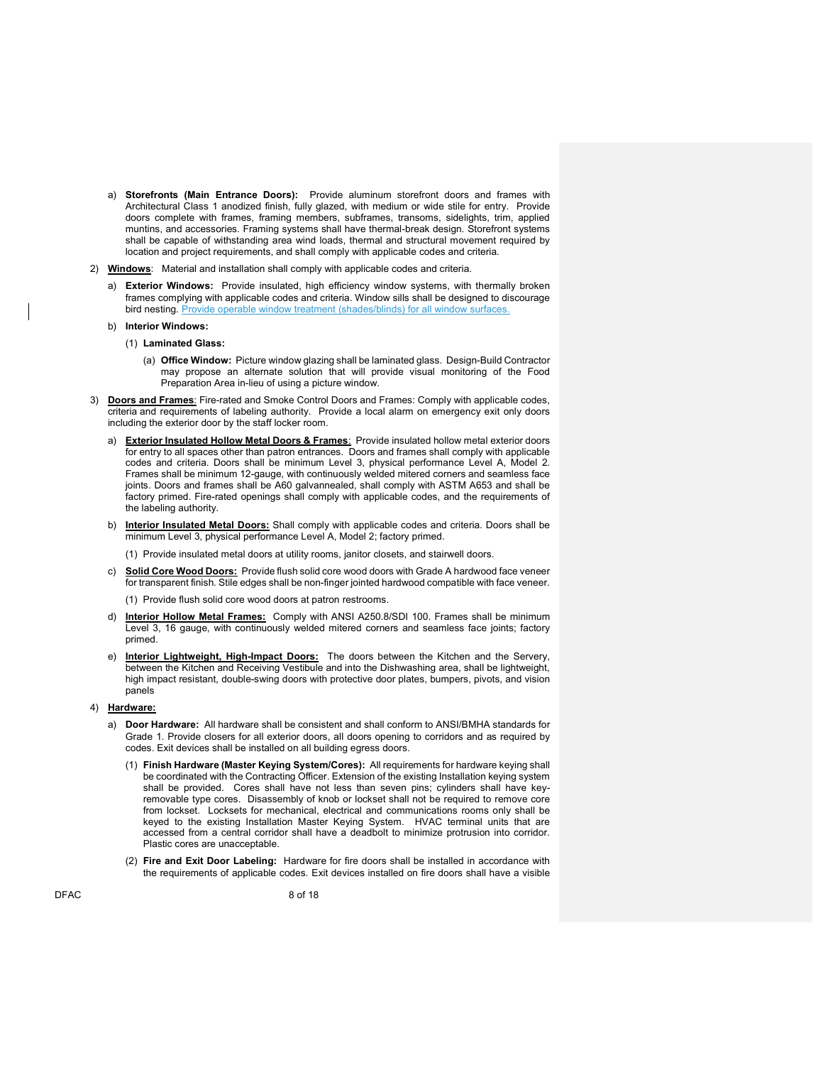a) **Storefronts (Main Entrance Doors):** Provide aluminum storefront doors and frames with Architectural Class 1 anodized finish, fully glazed, with medium or wide stile for entry. Provide doors complete with frames, framing members, subframes, transoms, sidelights, trim, applied muntins, and accessories. Framing systems shall have thermal-break design. Storefront systems shall be capable of withstanding area wind loads, thermal and structural movement required by location and project requirements, and shall comply with applicable codes and criteria.

2) **Windows**: Material and installation shall comply with applicable codes and criteria.

   a) **Exterior Windows:** Provide insulated, high efficiency window systems, with thermally broken frames complying with applicable codes and criteria. Window sills shall be designed to discourage bird nesting. Provide operable window treatment (shades/blinds) for all window surfaces.

   b) **Interior Windows:**

      (1) **Laminated Glass:**

         (a) **Office Window:** Picture window glazing shall be laminated glass. Design-Build Contractor may propose an alternate solution that will provide visual monitoring of the Food Preparation Area in-lieu of using a picture window.

3) **Doors and Frames**: Fire-rated and Smoke Control Doors and Frames: Comply with applicable codes, criteria and requirements of labeling authority. Provide a local alarm on emergency exit only doors including the exterior door by the staff locker room.

   a) **Exterior Insulated Hollow Metal Doors & Frames**: Provide insulated hollow metal exterior doors for entry to all spaces other than patron entrances. Doors and frames shall comply with applicable codes and criteria. Doors shall be minimum Level 3, physical performance Level A, Model 2. Frames shall be minimum 12-gauge, with continuously welded mitered corners and seamless face joints. Doors and frames shall be A60 galvannealed, shall comply with ASTM A653 and shall be factory primed. Fire-rated openings shall comply with applicable codes, and the requirements of the labeling authority.

   b) **Interior Insulated Metal Doors:** Shall comply with applicable codes and criteria. Doors shall be minimum Level 3, physical performance Level A, Model 2; factory primed.

      (1) Provide insulated metal doors at utility rooms, janitor closets, and stairwell doors.

   c) **Solid Core Wood Doors:** Provide flush solid core wood doors with Grade A hardwood face veneer for transparent finish. Stile edges shall be non-finger jointed hardwood compatible with face veneer.

      (1) Provide flush solid core wood doors at patron restrooms.

   d) **Interior Hollow Metal Frames:** Comply with ANSI A250.8/SDI 100. Frames shall be minimum Level 3, 16 gauge, with continuously welded mitered corners and seamless face joints; factory primed.

   e) **Interior Lightweight, High-Impact Doors:** The doors between the Kitchen and the Servery, between the Kitchen and Receiving Vestibule and into the Dishwashing area, shall be lightweight, high impact resistant, double-swing doors with protective door plates, bumpers, pivots, and vision panels

4) **Hardware:**

   a) **Door Hardware:** All hardware shall be consistent and shall conform to ANSI/BMHA standards for Grade 1. Provide closers for all exterior doors, all doors opening to corridors and as required by codes. Exit devices shall be installed on all building egress doors.

      (1) **Finish Hardware (Master Keying System/Cores):** All requirements for hardware keying shall be coordinated with the Contracting Officer. Extension of the existing Installation keying system shall be provided. Cores shall have not less than seven pins; cylinders shall have key-removable type cores. Disassembly of knob or lockset shall not be required to remove core from lockset. Locksets for mechanical, electrical and communications rooms only shall be keyed to the existing Installation Master Keying System. HVAC terminal units that are accessed from a central corridor shall have a deadbolt to minimize protrusion into corridor. Plastic cores are unacceptable.

      (2) **Fire and Exit Door Labeling:** Hardware for fire doors shall be installed in accordance with the requirements of applicable codes. Exit devices installed on fire doors shall have a visible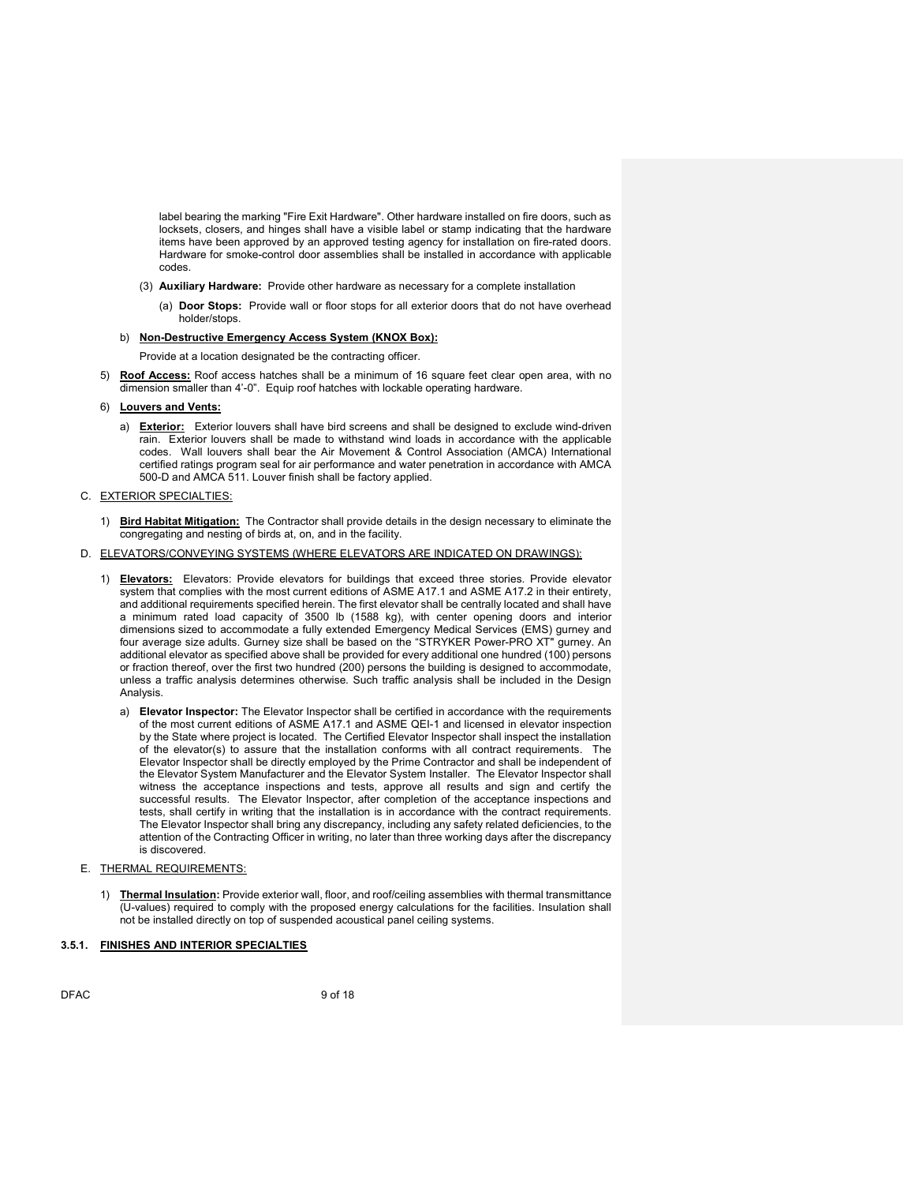label bearing the marking "Fire Exit Hardware". Other hardware installed on fire doors, such as locksets, closers, and hinges shall have a visible label or stamp indicating that the hardware items have been approved by an approved testing agency for installation on fire-rated doors. Hardware for smoke-control door assemblies shall be installed in accordance with applicable codes.

(3) **Auxiliary Hardware:** Provide other hardware as necessary for a complete installation

(a) **Door Stops:** Provide wall or floor stops for all exterior doors that do not have overhead holder/stops.

b) **Non-Destructive Emergency Access System (KNOX Box):**

Provide at a location designated be the contracting officer.

5) **Roof Access:** Roof access hatches shall be a minimum of 16 square feet clear open area, with no dimension smaller than 4'-0". Equip roof hatches with lockable operating hardware.

6) **Louvers and Vents:**

a) **Exterior:** Exterior louvers shall have bird screens and shall be designed to exclude wind-driven rain. Exterior louvers shall be made to withstand wind loads in accordance with the applicable codes. Wall louvers shall bear the Air Movement & Control Association (AMCA) International certified ratings program seal for air performance and water penetration in accordance with AMCA 500-D and AMCA 511. Louver finish shall be factory applied.

C. EXTERIOR SPECIALTIES:

1) **Bird Habitat Mitigation:** The Contractor shall provide details in the design necessary to eliminate the congregating and nesting of birds at, on, and in the facility.

D. ELEVATORS/CONVEYING SYSTEMS (WHERE ELEVATORS ARE INDICATED ON DRAWINGS):

1) **Elevators:** Elevators: Provide elevators for buildings that exceed three stories. Provide elevator system that complies with the most current editions of ASME A17.1 and ASME A17.2 in their entirety, and additional requirements specified herein. The first elevator shall be centrally located and shall have a minimum rated load capacity of 3500 lb (1588 kg), with center opening doors and interior dimensions sized to accommodate a fully extended Emergency Medical Services (EMS) gurney and four average size adults. Gurney size shall be based on the "STRYKER Power-PRO XT" gurney. An additional elevator as specified above shall be provided for every additional one hundred (100) persons or fraction thereof, over the first two hundred (200) persons the building is designed to accommodate, unless a traffic analysis determines otherwise. Such traffic analysis shall be included in the Design Analysis.

a) **Elevator Inspector:** The Elevator Inspector shall be certified in accordance with the requirements of the most current editions of ASME A17.1 and ASME QEI-1 and licensed in elevator inspection by the State where project is located. The Certified Elevator Inspector shall inspect the installation of the elevator(s) to assure that the installation conforms with all contract requirements. The Elevator Inspector shall be directly employed by the Prime Contractor and shall be independent of the Elevator System Manufacturer and the Elevator System Installer. The Elevator Inspector shall witness the acceptance inspections and tests, approve all results and sign and certify the successful results. The Elevator Inspector, after completion of the acceptance inspections and tests, shall certify in writing that the installation is in accordance with the contract requirements. The Elevator Inspector shall bring any discrepancy, including any safety related deficiencies, to the attention of the Contracting Officer in writing, no later than three working days after the discrepancy is discovered.

E. THERMAL REQUIREMENTS:

1) **Thermal Insulation:** Provide exterior wall, floor, and roof/ceiling assemblies with thermal transmittance (U-values) required to comply with the proposed energy calculations for the facilities. Insulation shall not be installed directly on top of suspended acoustical panel ceiling systems.

### 3.5.1. FINISHES AND INTERIOR SPECIALTIES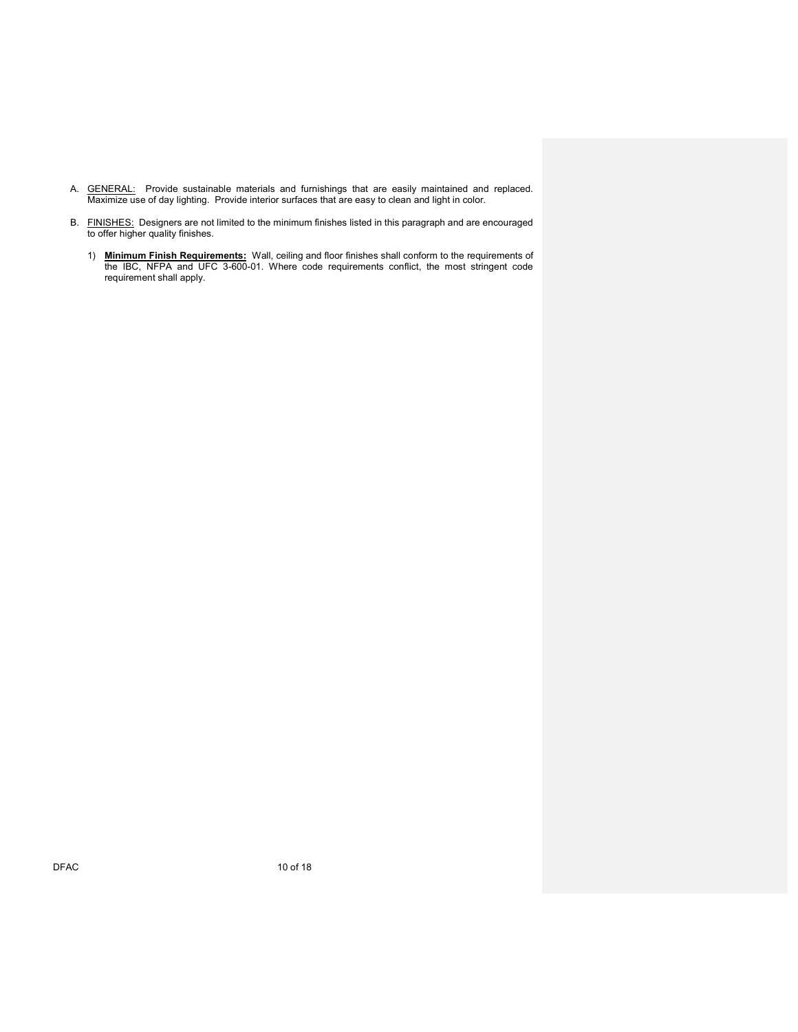A. <u>GENERAL:</u> Provide sustainable materials and furnishings that are easily maintained and replaced. Maximize use of day lighting. Provide interior surfaces that are easy to clean and light in color.

B. <u>FINISHES:</u> Designers are not limited to the minimum finishes listed in this paragraph and are encouraged to offer higher quality finishes.

   1) **<u>Minimum Finish Requirements:</u>** Wall, ceiling and floor finishes shall conform to the requirements of the IBC, NFPA and UFC 3-600-01. Where code requirements conflict, the most stringent code requirement shall apply.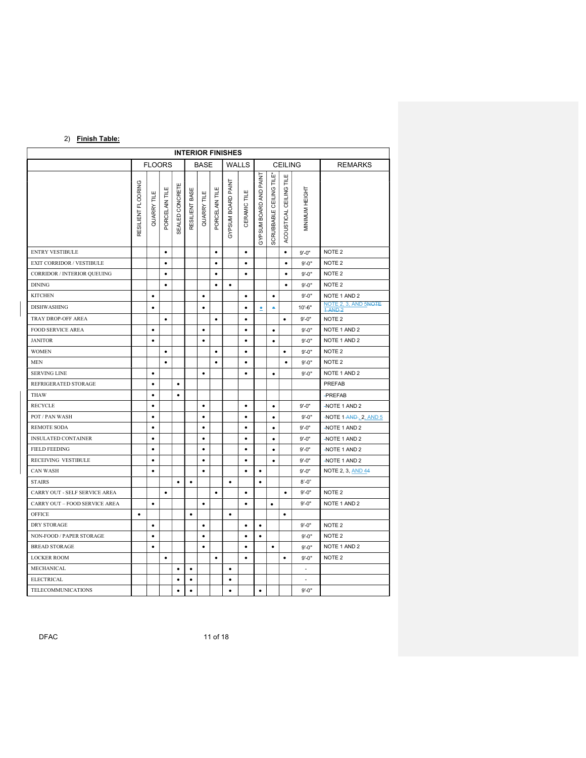2) **Finish Table:**

| INTERIOR FINISHES | | | | | | | | | | | | | | |
|---|---|---|---|---|---|---|---|---|---|---|---|---|---|---|
| | FLOORS | | | | BASE | | | WALLS | | CEILING | | | | REMARKS |
| | RESILIENT FLOORING | QUARRY TILE | PORCELAIN TILE | SEALED CONCRETE | RESILIENT BASE | QUARRY TILE | PORCELAIN TILE | GYPSUM BOARD PAINT | CERAMIC TILE | GYPSUM BOARD AND PAINT | SCRUBBABLE CEILING TILE* | ACOUSTICAL CEILING TILE | MINIMUM HEIGHT | |
| ENTRY VESTIBULE | | | • | | | | • | | • | | | • | 9'-0" | NOTE 2 |
| EXIT CORRIDOR / VESTIBULE | | | • | | | | • | | • | | | • | 9'-0" | NOTE 2 |
| CORRIDOR / INTERIOR QUEUING | | | • | | | | • | | • | | | • | 9'-0" | NOTE 2 |
| DINING | | | • | | | | • | • | | | | • | 9'-0" | NOTE 2 |
| KITCHEN | | • | | | | • | | | • | | • | | 9'-0" | NOTE 1 AND 2 |
| DISHWASHING | | • | | | | • | | | • | • | • | | 10'-6" | NOTE 2, 3, AND 5NOTE 1 AND 2 |
| TRAY DROP-OFF AREA | | | • | | | | • | | • | | | • | 9'-0" | NOTE 2 |
| FOOD SERVICE AREA | | • | | | | • | | | • | | • | | 9'-0" | NOTE 1 AND 2 |
| JANITOR | | • | | | | • | | | • | | • | | 9'-0" | NOTE 1 AND 2 |
| WOMEN | | | • | | | | • | | • | | | • | 9'-0" | NOTE 2 |
| MEN | | | • | | | | • | | • | | | • | 9'-0" | NOTE 2 |
| SERVING LINE | | • | | | | • | | | • | | • | | 9'-0" | NOTE 1 AND 2 |
| REFRIGERATED STORAGE | | • | | • | | | | | | | | | | PREFAB |
| THAW | | • | | • | | | | | | | | | | -PREFAB |
| RECYCLE | | • | | | | • | | | • | | • | | 9'-0" | -NOTE 1 AND 2 |
| POT / PAN WASH | | • | | | | • | | | • | | • | | 9'-0" | -NOTE 1 AND , 2, AND 5 |
| REMOTE SODA | | • | | | | • | | | • | | • | | 9'-0" | -NOTE 1 AND 2 |
| INSULATED CONTAINER | | • | | | | • | | | • | | • | | 9'-0" | -NOTE 1 AND 2 |
| FIELD FEEDING | | • | | | | • | | | • | | • | | 9'-0" | -NOTE 1 AND 2 |
| RECEIVING VESTIBULE | | • | | | | • | | | • | | • | | 9'-0" | -NOTE 1 AND 2 |
| CAN WASH | | • | | | | • | | | • | • | | | 9'-0" | NOTE 2, 3, AND 44 |
| STAIRS | | | | • | • | | | • | | • | | | 8'-0" | |
| CARRY OUT - SELF SERVICE AREA | | | • | | | | • | | • | | | • | 9'-0" | NOTE 2 |
| CARRY OUT – FOOD SERVICE AREA | | • | | | | • | | | • | | • | | 9'-0" | NOTE 1 AND 2 |
| OFFICE | • | | | | • | | | • | | | | • | | |
| DRY STORAGE | | • | | | | • | | | • | • | | | 9'-0" | NOTE 2 |
| NON-FOOD / PAPER STORAGE | | • | | | | • | | | • | • | | | 9'-0" | NOTE 2 |
| BREAD STORAGE | | • | | | | • | | | • | | • | | 9'-0" | NOTE 1 AND 2 |
| LOCKER ROOM | | | • | | | | • | | • | | | • | 9'-0" | NOTE 2 |
| MECHANICAL | | | | • | • | | | • | | | | | - | |
| ELECTRICAL | | | | • | • | | | • | | | | | - | |
| TELECOMMUNICATIONS | | | | • | • | | | • | | • | | | 9'-0" | |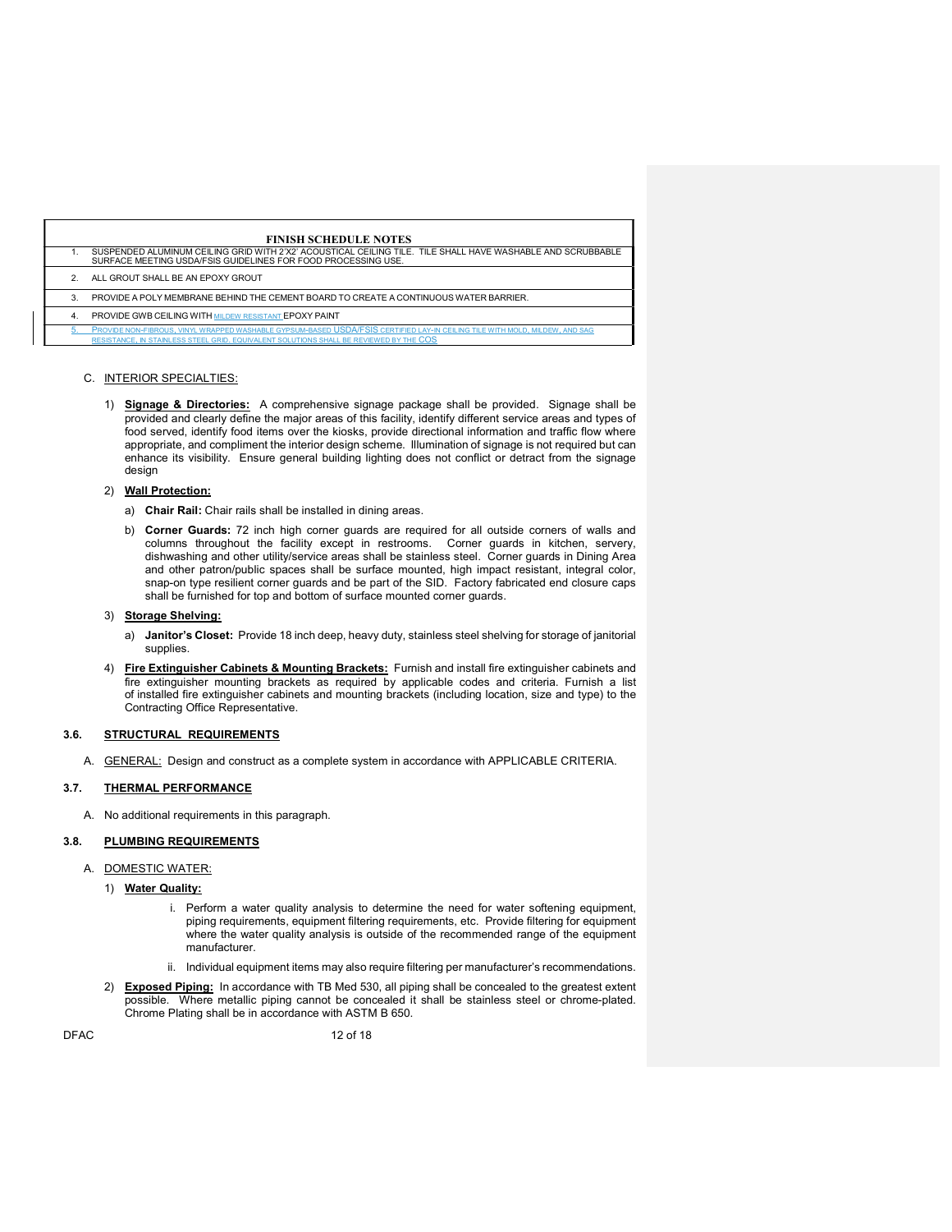| FINISH SCHEDULE NOTES | |
|---|---|
| 1. | SUSPENDED ALUMINUM CEILING GRID WITH 2'X2' ACOUSTICAL CEILING TILE. TILE SHALL HAVE WASHABLE AND SCRUBBABLE SURFACE MEETING USDA/FSIS GUIDELINES FOR FOOD PROCESSING USE. |
| 2. | ALL GROUT SHALL BE AN EPOXY GROUT |
| 3. | PROVIDE A POLY MEMBRANE BEHIND THE CEMENT BOARD TO CREATE A CONTINUOUS WATER BARRIER. |
| 4. | PROVIDE GWB CEILING WITH MILDEW RESISTANT EPOXY PAINT |
| 5. | PROVIDE NON-FIBROUS, VINYL WRAPPED WASHABLE GYPSUM-BASED USDA/FSIS CERTIFIED LAY-IN CEILING TILE WITH MOLD, MILDEW, AND SAG RESISTANCE, IN STAINLESS STEEL GRID. EQUIVALENT SOLUTIONS SHALL BE REVIEWED BY THE COS |

C. INTERIOR SPECIALTIES:

1) **Signage & Directories:** A comprehensive signage package shall be provided. Signage shall be provided and clearly define the major areas of this facility, identify different service areas and types of food served, identify food items over the kiosks, provide directional information and traffic flow where appropriate, and compliment the interior design scheme. Illumination of signage is not required but can enhance its visibility. Ensure general building lighting does not conflict or detract from the signage design

2) **Wall Protection:**

a) **Chair Rail:** Chair rails shall be installed in dining areas.

b) **Corner Guards:** 72 inch high corner guards are required for all outside corners of walls and columns throughout the facility except in restrooms. Corner guards in kitchen, servery, dishwashing and other utility/service areas shall be stainless steel. Corner guards in Dining Area and other patron/public spaces shall be surface mounted, high impact resistant, integral color, snap-on type resilient corner guards and be part of the SID. Factory fabricated end closure caps shall be furnished for top and bottom of surface mounted corner guards.

3) **Storage Shelving:**

a) **Janitor's Closet:** Provide 18 inch deep, heavy duty, stainless steel shelving for storage of janitorial supplies.

4) **Fire Extinguisher Cabinets & Mounting Brackets:** Furnish and install fire extinguisher cabinets and fire extinguisher mounting brackets as required by applicable codes and criteria. Furnish a list of installed fire extinguisher cabinets and mounting brackets (including location, size and type) to the Contracting Office Representative.

## 3.6. STRUCTURAL REQUIREMENTS

A. GENERAL: Design and construct as a complete system in accordance with APPLICABLE CRITERIA.

## 3.7. THERMAL PERFORMANCE

A. No additional requirements in this paragraph.

## 3.8. PLUMBING REQUIREMENTS

A. DOMESTIC WATER:

1) **Water Quality:**

i. Perform a water quality analysis to determine the need for water softening equipment, piping requirements, equipment filtering requirements, etc. Provide filtering for equipment where the water quality analysis is outside of the recommended range of the equipment manufacturer.

ii. Individual equipment items may also require filtering per manufacturer's recommendations.

2) **Exposed Piping:** In accordance with TB Med 530, all piping shall be concealed to the greatest extent possible. Where metallic piping cannot be concealed it shall be stainless steel or chrome-plated. Chrome Plating shall be in accordance with ASTM B 650.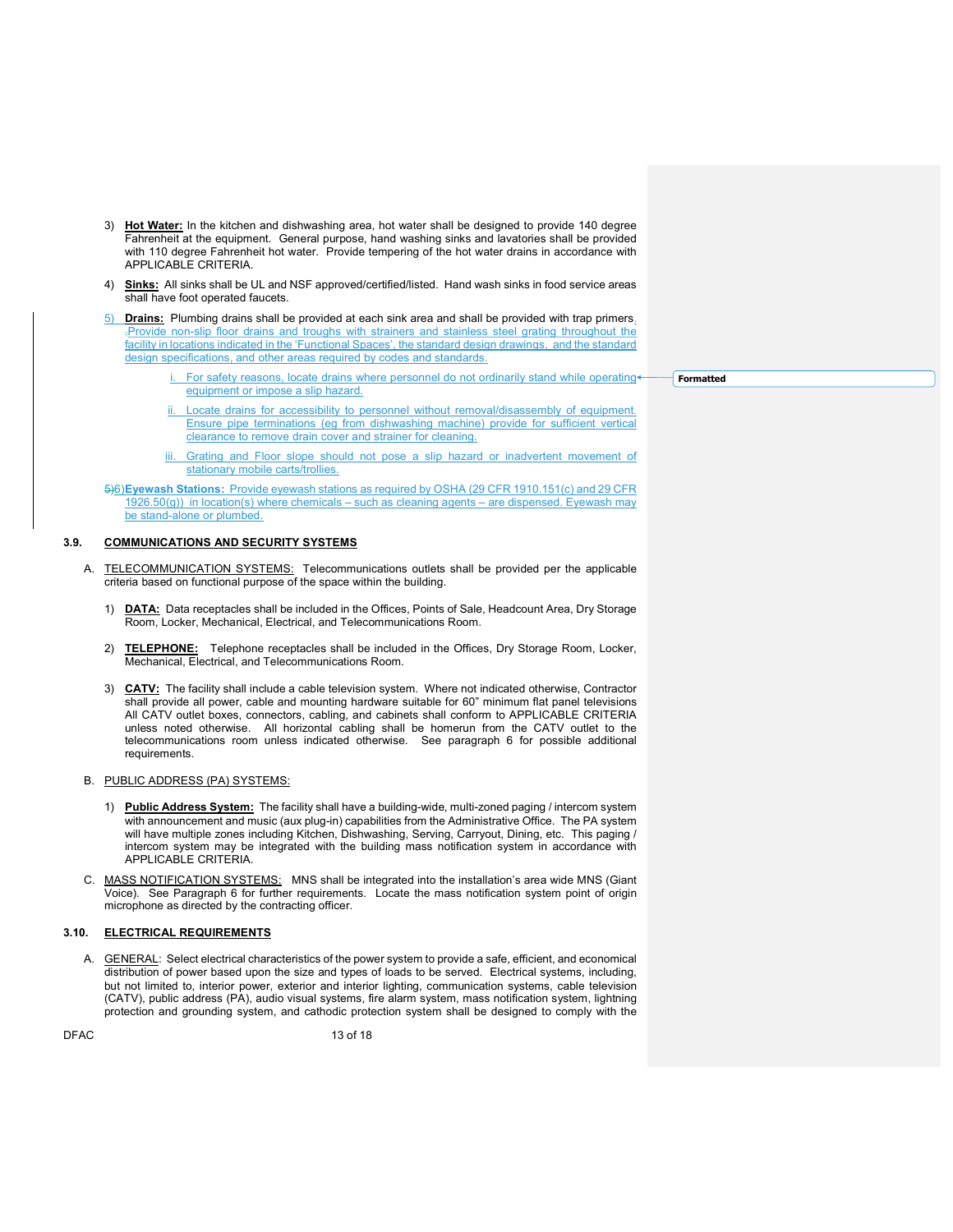3) **Hot Water:** In the kitchen and dishwashing area, hot water shall be designed to provide 140 degree Fahrenheit at the equipment. General purpose, hand washing sinks and lavatories shall be provided with 110 degree Fahrenheit hot water. Provide tempering of the hot water drains in accordance with APPLICABLE CRITERIA.

4) **Sinks:** All sinks shall be UL and NSF approved/certified/listed. Hand wash sinks in food service areas shall have foot operated faucets.

5) **Drains:** Plumbing drains shall be provided at each sink area and shall be provided with trap primers. Provide non-slip floor drains and troughs with strainers and stainless steel grating throughout the facility in locations indicated in the 'Functional Spaces', the standard design drawings, and the standard design specifications, and other areas required by codes and standards.

   i. For safety reasons, locate drains where personnel do not ordinarily stand while operating equipment or impose a slip hazard.

   ii. Locate drains for accessibility to personnel without removal/disassembly of equipment. Ensure pipe terminations (eg from dishwashing machine) provide for sufficient vertical clearance to remove drain cover and strainer for cleaning.

   iii. Grating and Floor slope should not pose a slip hazard or inadvertent movement of stationary mobile carts/trolleys.

6) **Eyewash Stations:** Provide eyewash stations as required by OSHA (29 CFR 1910.151(c) and 29 CFR 1926.50(g)) in location(s) where chemicals – such as cleaning agents – are dispensed. Eyewash may be stand-alone or plumbed.

### 3.9. COMMUNICATIONS AND SECURITY SYSTEMS

A. TELECOMMUNICATION SYSTEMS: Telecommunications outlets shall be provided per the applicable criteria based on functional purpose of the space within the building.

1) **DATA:** Data receptacles shall be included in the Offices, Points of Sale, Headcount Area, Dry Storage Room, Locker, Mechanical, Electrical, and Telecommunications Room.

2) **TELEPHONE:** Telephone receptacles shall be included in the Offices, Dry Storage Room, Locker, Mechanical, Electrical, and Telecommunications Room.

3) **CATV:** The facility shall include a cable television system. Where not indicated otherwise, Contractor shall provide all power, cable and mounting hardware suitable for 60" minimum flat panel televisions All CATV outlet boxes, connectors, cabling, and cabinets shall conform to APPLICABLE CRITERIA unless noted otherwise. All horizontal cabling shall be homerun from the CATV outlet to the telecommunications room unless indicated otherwise. See paragraph 6 for possible additional requirements.

B. PUBLIC ADDRESS (PA) SYSTEMS:

1) **Public Address System:** The facility shall have a building-wide, multi-zoned paging / intercom system with announcement and music (aux plug-in) capabilities from the Administrative Office. The PA system will have multiple zones including Kitchen, Dishwashing, Serving, Carryout, Dining, etc. This paging / intercom system may be integrated with the building mass notification system in accordance with APPLICABLE CRITERIA.

C. MASS NOTIFICATION SYSTEMS: MNS shall be integrated into the installation's area wide MNS (Giant Voice). See Paragraph 6 for further requirements. Locate the mass notification system point of origin microphone as directed by the contracting officer.

### 3.10. ELECTRICAL REQUIREMENTS

A. GENERAL: Select electrical characteristics of the power system to provide a safe, efficient, and economical distribution of power based upon the size and types of loads to be served. Electrical systems, including, but not limited to, interior power, exterior and interior lighting, communication systems, cable television (CATV), public address (PA), audio visual systems, fire alarm system, mass notification system, lightning protection and grounding system, and cathodic protection system shall be designed to comply with the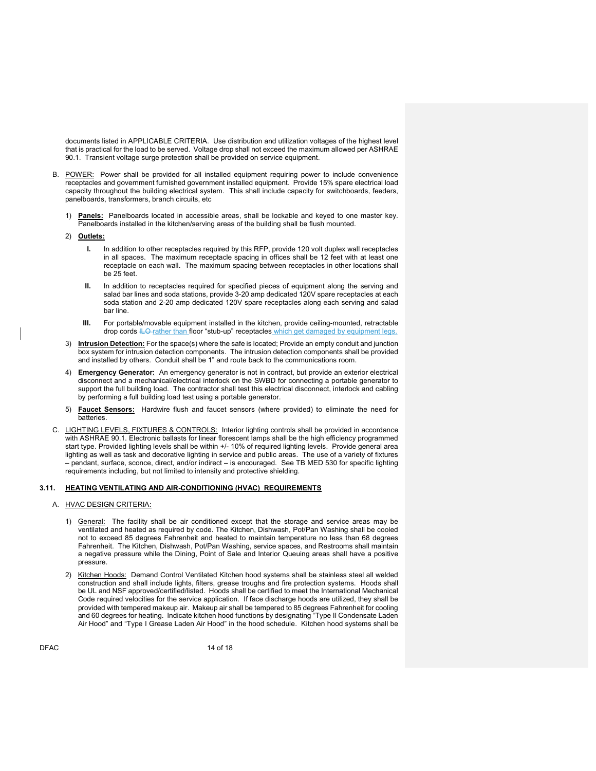documents listed in APPLICABLE CRITERIA. Use distribution and utilization voltages of the highest level that is practical for the load to be served. Voltage drop shall not exceed the maximum allowed per ASHRAE 90.1. Transient voltage surge protection shall be provided on service equipment.

B. POWER: Power shall be provided for all installed equipment requiring power to include convenience receptacles and government furnished government installed equipment. Provide 15% spare electrical load capacity throughout the building electrical system. This shall include capacity for switchboards, feeders, panelboards, transformers, branch circuits, etc

1) **Panels:** Panelboards located in accessible areas, shall be lockable and keyed to one master key. Panelboards installed in the kitchen/serving areas of the building shall be flush mounted.

2) **Outlets:**

   I. In addition to other receptacles required by this RFP, provide 120 volt duplex wall receptacles in all spaces. The maximum receptacle spacing in offices shall be 12 feet with at least one receptacle on each wall. The maximum spacing between receptacles in other locations shall be 25 feet.

   II. In addition to receptacles required for specified pieces of equipment along the serving and salad bar lines and soda stations, provide 3-20 amp dedicated 120V spare receptacles at each soda station and 2-20 amp dedicated 120V spare receptacles along each serving and salad bar line.

   III. For portable/movable equipment installed in the kitchen, provide ceiling-mounted, retractable drop cords ~~ILO~~ rather than floor "stub-up" receptacles which get damaged by equipment legs.

3) **Intrusion Detection:** For the space(s) where the safe is located; Provide an empty conduit and junction box system for intrusion detection components. The intrusion detection components shall be provided and installed by others. Conduit shall be 1" and route back to the communications room.

4) **Emergency Generator:** An emergency generator is not in contract, but provide an exterior electrical disconnect and a mechanical/electrical interlock on the SWBD for connecting a portable generator to support the full building load. The contractor shall test this electrical disconnect, interlock and cabling by performing a full building load test using a portable generator.

5) **Faucet Sensors:** Hardwire flush and faucet sensors (where provided) to eliminate the need for batteries.

C. LIGHTING LEVELS, FIXTURES & CONTROLS: Interior lighting controls shall be provided in accordance with ASHRAE 90.1. Electronic ballasts for linear florescent lamps shall be the high efficiency programmed start type. Provided lighting levels shall be within +/- 10% of required lighting levels. Provide general area lighting as well as task and decorative lighting in service and public areas. The use of a variety of fixtures – pendant, surface, sconce, direct, and/or indirect – is encouraged. See TB MED 530 for specific lighting requirements including, but not limited to intensity and protective shielding.

## 3.11. HEATING VENTILATING AND AIR-CONDITIONING (HVAC) REQUIREMENTS

A. HVAC DESIGN CRITERIA:

1) General: The facility shall be air conditioned except that the storage and service areas may be ventilated and heated as required by code. The Kitchen, Dishwash, Pot/Pan Washing shall be cooled not to exceed 85 degrees Fahrenheit and heated to maintain temperature no less than 68 degrees Fahrenheit. The Kitchen, Dishwash, Pot/Pan Washing, service spaces, and Restrooms shall maintain a negative pressure while the Dining, Point of Sale and Interior Queuing areas shall have a positive pressure.

2) Kitchen Hoods: Demand Control Ventilated Kitchen hood systems shall be stainless steel all welded construction and shall include lights, filters, grease troughs and fire protection systems. Hoods shall be UL and NSF approved/certified/listed. Hoods shall be certified to meet the International Mechanical Code required velocities for the service application. If face discharge hoods are utilized, they shall be provided with tempered makeup air. Makeup air shall be tempered to 85 degrees Fahrenheit for cooling and 60 degrees for heating. Indicate kitchen hood functions by designating "Type II Condensate Laden Air Hood" and "Type I Grease Laden Air Hood" in the hood schedule. Kitchen hood systems shall be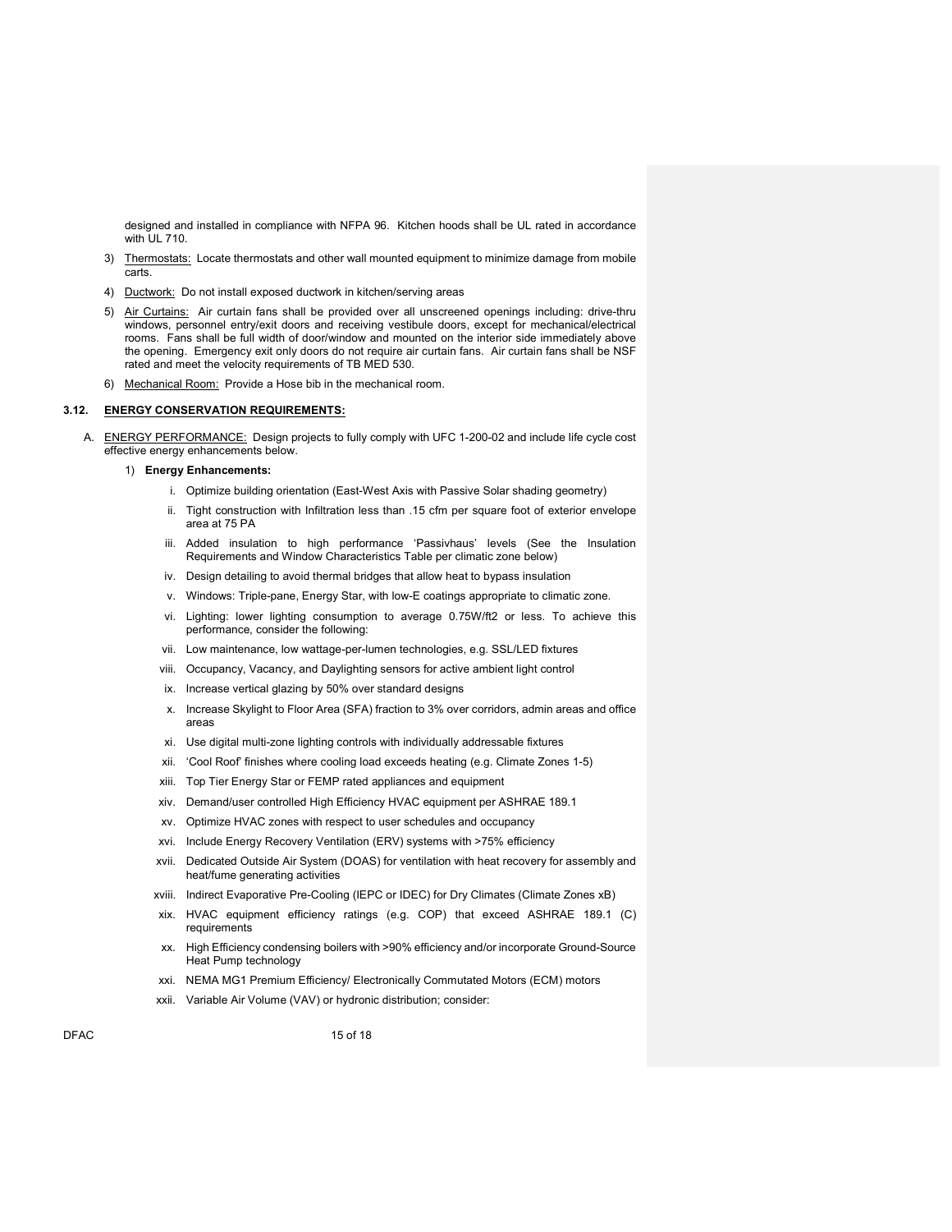designed and installed in compliance with NFPA 96. Kitchen hoods shall be UL rated in accordance with UL 710.

3) Thermostats: Locate thermostats and other wall mounted equipment to minimize damage from mobile carts.

4) Ductwork: Do not install exposed ductwork in kitchen/serving areas

5) Air Curtains: Air curtain fans shall be provided over all unscreened openings including: drive-thru windows, personnel entry/exit doors and receiving vestibule doors, except for mechanical/electrical rooms. Fans shall be full width of door/window and mounted on the interior side immediately above the opening. Emergency exit only doors do not require air curtain fans. Air curtain fans shall be NSF rated and meet the velocity requirements of TB MED 530.

6) Mechanical Room: Provide a Hose bib in the mechanical room.

### 3.12. ENERGY CONSERVATION REQUIREMENTS:

A. ENERGY PERFORMANCE: Design projects to fully comply with UFC 1-200-02 and include life cycle cost effective energy enhancements below.

1) **Energy Enhancements:**

i. Optimize building orientation (East-West Axis with Passive Solar shading geometry)

ii. Tight construction with Infiltration less than .15 cfm per square foot of exterior envelope area at 75 PA

iii. Added insulation to high performance 'Passivhaus' levels (See the Insulation Requirements and Window Characteristics Table per climatic zone below)

iv. Design detailing to avoid thermal bridges that allow heat to bypass insulation

v. Windows: Triple-pane, Energy Star, with low-E coatings appropriate to climatic zone.

vi. Lighting: lower lighting consumption to average 0.75W/ft2 or less. To achieve this performance, consider the following:

vii. Low maintenance, low wattage-per-lumen technologies, e.g. SSL/LED fixtures

viii. Occupancy, Vacancy, and Daylighting sensors for active ambient light control

ix. Increase vertical glazing by 50% over standard designs

x. Increase Skylight to Floor Area (SFA) fraction to 3% over corridors, admin areas and office areas

xi. Use digital multi-zone lighting controls with individually addressable fixtures

xii. 'Cool Roof' finishes where cooling load exceeds heating (e.g. Climate Zones 1-5)

xiii. Top Tier Energy Star or FEMP rated appliances and equipment

xiv. Demand/user controlled High Efficiency HVAC equipment per ASHRAE 189.1

xv. Optimize HVAC zones with respect to user schedules and occupancy

xvi. Include Energy Recovery Ventilation (ERV) systems with >75% efficiency

xvii. Dedicated Outside Air System (DOAS) for ventilation with heat recovery for assembly and heat/fume generating activities

xviii. Indirect Evaporative Pre-Cooling (IEPC or IDEC) for Dry Climates (Climate Zones xB)

xix. HVAC equipment efficiency ratings (e.g. COP) that exceed ASHRAE 189.1 (C) requirements

xx. High Efficiency condensing boilers with >90% efficiency and/or incorporate Ground-Source Heat Pump technology

xxi. NEMA MG1 Premium Efficiency/ Electronically Commutated Motors (ECM) motors

xxii. Variable Air Volume (VAV) or hydronic distribution; consider: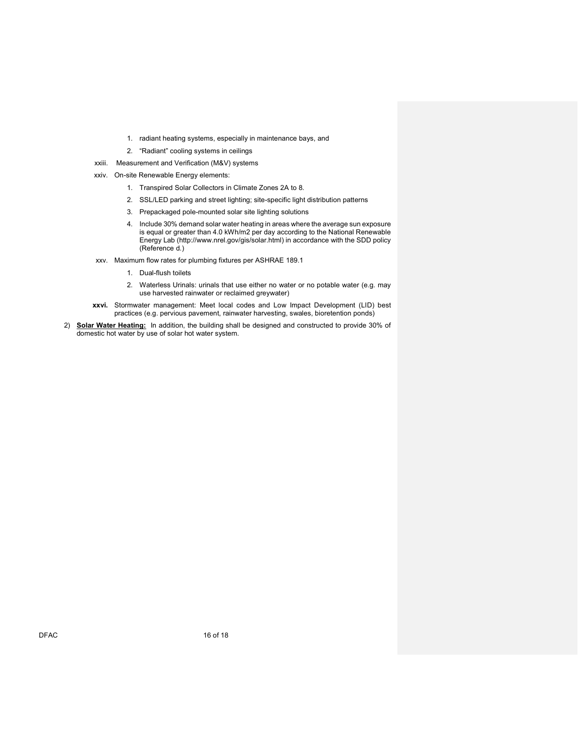1. radiant heating systems, especially in maintenance bays, and
2. "Radiant" cooling systems in ceilings

xxiii. Measurement and Verification (M&V) systems

xxiv. On-site Renewable Energy elements:

1. Transpired Solar Collectors in Climate Zones 2A to 8.
2. SSL/LED parking and street lighting; site-specific light distribution patterns
3. Prepackaged pole-mounted solar site lighting solutions
4. Include 30% demand solar water heating in areas where the average sun exposure is equal or greater than 4.0 kWh/m2 per day according to the National Renewable Energy Lab (http://www.nrel.gov/gis/solar.html) in accordance with the SDD policy (Reference d.)

xxv. Maximum flow rates for plumbing fixtures per ASHRAE 189.1

1. Dual-flush toilets
2. Waterless Urinals: urinals that use either no water or no potable water (e.g. may use harvested rainwater or reclaimed greywater)

**xxvi.** Stormwater management: Meet local codes and Low Impact Development (LID) best practices (e.g. pervious pavement, rainwater harvesting, swales, bioretention ponds)

2) **Solar Water Heating:** In addition, the building shall be designed and constructed to provide 30% of domestic hot water by use of solar hot water system.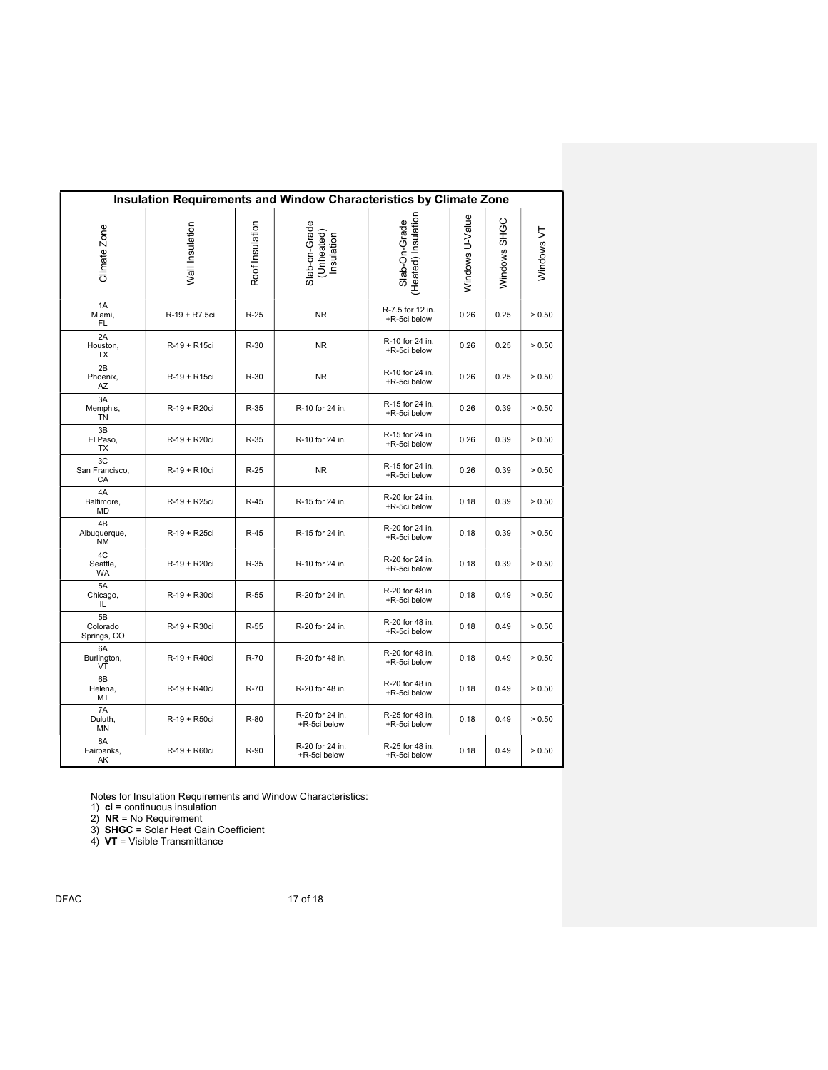**Insulation Requirements and Window Characteristics by Climate Zone**

| Climate Zone | Wall Insulation | Roof Insulation | Slab-on-Grade (Unheated) Insulation | Slab-On-Grade (Heated) Insulation | Windows U-Value | Windows SHGC | Windows VT |
|---|---|---|---|---|---|---|---|
| 1A Miami, FL | R-19 + R7.5ci | R-25 | NR | R-7.5 for 12 in. +R-5ci below | 0.26 | 0.25 | > 0.50 |
| 2A Houston, TX | R-19 + R15ci | R-30 | NR | R-10 for 24 in. +R-5ci below | 0.26 | 0.25 | > 0.50 |
| 2B Phoenix, AZ | R-19 + R15ci | R-30 | NR | R-10 for 24 in. +R-5ci below | 0.26 | 0.25 | > 0.50 |
| 3A Memphis, TN | R-19 + R20ci | R-35 | R-10 for 24 in. | R-15 for 24 in. +R-5ci below | 0.26 | 0.39 | > 0.50 |
| 3B El Paso, TX | R-19 + R20ci | R-35 | R-10 for 24 in. | R-15 for 24 in. +R-5ci below | 0.26 | 0.39 | > 0.50 |
| 3C San Francisco, CA | R-19 + R10ci | R-25 | NR | R-15 for 24 in. +R-5ci below | 0.26 | 0.39 | > 0.50 |
| 4A Baltimore, MD | R-19 + R25ci | R-45 | R-15 for 24 in. | R-20 for 24 in. +R-5ci below | 0.18 | 0.39 | > 0.50 |
| 4B Albuquerque, NM | R-19 + R25ci | R-45 | R-15 for 24 in. | R-20 for 24 in. +R-5ci below | 0.18 | 0.39 | > 0.50 |
| 4C Seattle, WA | R-19 + R20ci | R-35 | R-10 for 24 in. | R-20 for 24 in. +R-5ci below | 0.18 | 0.39 | > 0.50 |
| 5A Chicago, IL | R-19 + R30ci | R-55 | R-20 for 24 in. | R-20 for 48 in. +R-5ci below | 0.18 | 0.49 | > 0.50 |
| 5B Colorado Springs, CO | R-19 + R30ci | R-55 | R-20 for 24 in. | R-20 for 48 in. +R-5ci below | 0.18 | 0.49 | > 0.50 |
| 6A Burlington, VT | R-19 + R40ci | R-70 | R-20 for 48 in. | R-20 for 48 in. +R-5ci below | 0.18 | 0.49 | > 0.50 |
| 6B Helena, MT | R-19 + R40ci | R-70 | R-20 for 48 in. | R-20 for 48 in. +R-5ci below | 0.18 | 0.49 | > 0.50 |
| 7A Duluth, MN | R-19 + R50ci | R-80 | R-20 for 24 in. +R-5ci below | R-25 for 48 in. +R-5ci below | 0.18 | 0.49 | > 0.50 |
| 8A Fairbanks, AK | R-19 + R60ci | R-90 | R-20 for 24 in. +R-5ci below | R-25 for 48 in. +R-5ci below | 0.18 | 0.49 | > 0.50 |

Notes for Insulation Requirements and Window Characteristics:

1) **ci** = continuous insulation
2) **NR** = No Requirement
3) **SHGC** = Solar Heat Gain Coefficient
4) **VT** = Visible Transmittance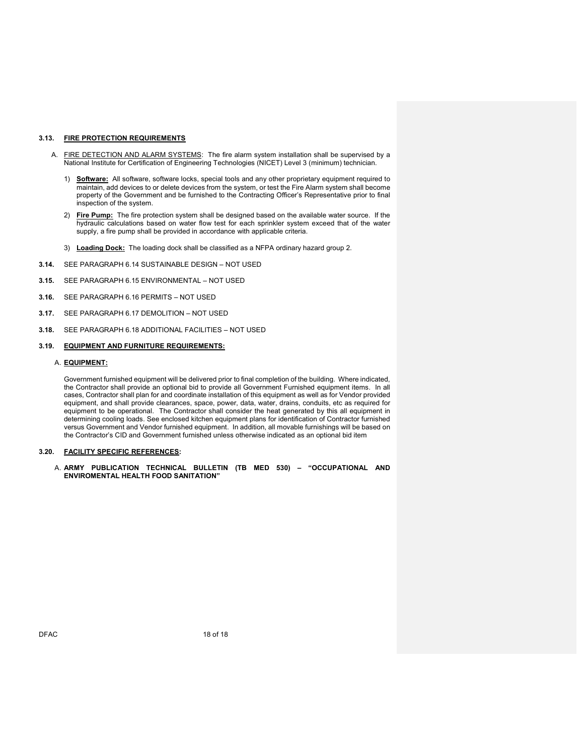**3.13. FIRE PROTECTION REQUIREMENTS**

A. FIRE DETECTION AND ALARM SYSTEMS: The fire alarm system installation shall be supervised by a National Institute for Certification of Engineering Technologies (NICET) Level 3 (minimum) technician.

1) **Software:** All software, software locks, special tools and any other proprietary equipment required to maintain, add devices to or delete devices from the system, or test the Fire Alarm system shall become property of the Government and be furnished to the Contracting Officer's Representative prior to final inspection of the system.

2) **Fire Pump:** The fire protection system shall be designed based on the available water source. If the hydraulic calculations based on water flow test for each sprinkler system exceed that of the water supply, a fire pump shall be provided in accordance with applicable criteria.

3) **Loading Dock:** The loading dock shall be classified as a NFPA ordinary hazard group 2.

**3.14.** SEE PARAGRAPH 6.14 SUSTAINABLE DESIGN – NOT USED

**3.15.** SEE PARAGRAPH 6.15 ENVIRONMENTAL – NOT USED

**3.16.** SEE PARAGRAPH 6.16 PERMITS – NOT USED

**3.17.** SEE PARAGRAPH 6.17 DEMOLITION – NOT USED

**3.18.** SEE PARAGRAPH 6.18 ADDITIONAL FACILITIES – NOT USED

**3.19. EQUIPMENT AND FURNITURE REQUIREMENTS:**

A. **EQUIPMENT:**

Government furnished equipment will be delivered prior to final completion of the building. Where indicated, the Contractor shall provide an optional bid to provide all Government Furnished equipment items. In all cases, Contractor shall plan for and coordinate installation of this equipment as well as for Vendor provided equipment, and shall provide clearances, space, power, data, water, drains, conduits, etc as required for equipment to be operational. The Contractor shall consider the heat generated by this all equipment in determining cooling loads. See enclosed kitchen equipment plans for identification of Contractor furnished versus Government and Vendor furnished equipment. In addition, all movable furnishings will be based on the Contractor's CID and Government furnished unless otherwise indicated as an optional bid item

**3.20. FACILITY SPECIFIC REFERENCES:**

A. **ARMY PUBLICATION TECHNICAL BULLETIN (TB MED 530) – "OCCUPATIONAL AND ENVIROMENTAL HEALTH FOOD SANITATION"**